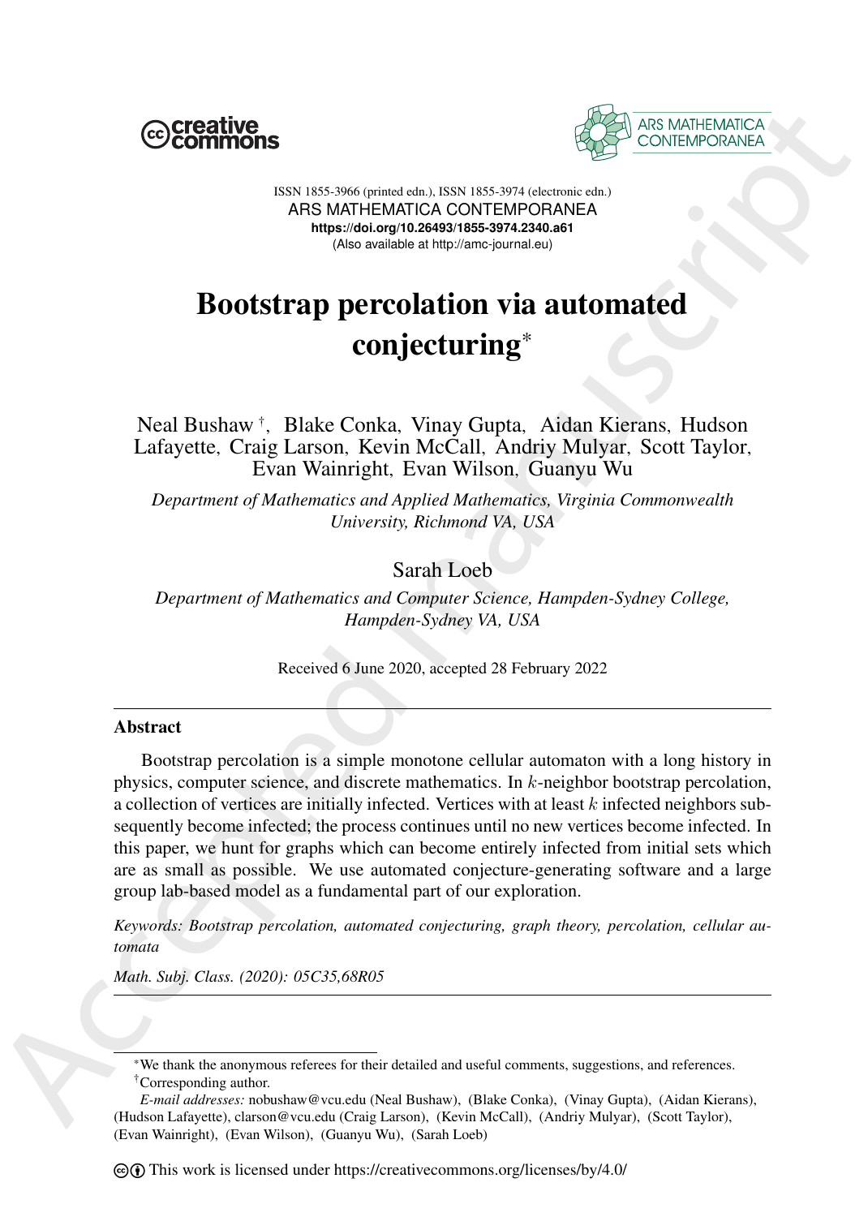ISSN 1855-3966 (printed edn.), ISSN 1855-3974 (electronic edn.)
ARS MATHEMATICA CONTEMPORANEA
**https://doi.org/10.26493/1855-3974.2340.a61**
(Also available at http://amc-journal.eu)

# Bootstrap percolation via automated conjecturing*

Neal Bushaw [†], Blake Conka, Vinay Gupta, Aidan Kierans, Hudson Lafayette, Craig Larson, Kevin McCall, Andriy Mulyar, Scott Taylor, Evan Wainright, Evan Wilson, Guanyu Wu

*Department of Mathematics and Applied Mathematics, Virginia Commonwealth University, Richmond VA, USA*

Sarah Loeb

*Department of Mathematics and Computer Science, Hampden-Sydney College, Hampden-Sydney VA, USA*

Received 6 June 2020, accepted 28 February 2022

## Abstract

Bootstrap percolation is a simple monotone cellular automaton with a long history in physics, computer science, and discrete mathematics. In $k$-neighbor bootstrap percolation, a collection of vertices are initially infected. Vertices with at least $k$ infected neighbors subsequently become infected; the process continues until no new vertices become infected. In this paper, we hunt for graphs which can become entirely infected from initial sets which are as small as possible. We use automated conjecture-generating software and a large group lab-based model as a fundamental part of our exploration.

*Keywords: Bootstrap percolation, automated conjecturing, graph theory, percolation, cellular automata*

*Math. Subj. Class. (2020): 05C35,68R05*

---

*We thank the anonymous referees for their detailed and useful comments, suggestions, and references.

†Corresponding author.

*E-mail addresses:* nobushaw@vcu.edu (Neal Bushaw), (Blake Conka), (Vinay Gupta), (Aidan Kierans), (Hudson Lafayette), clarson@vcu.edu (Craig Larson), (Kevin McCall), (Andriy Mulyar), (Scott Taylor), (Evan Wainright), (Evan Wilson), (Guanyu Wu), (Sarah Loeb)

This work is licensed under https://creativecommons.org/licenses/by/4.0/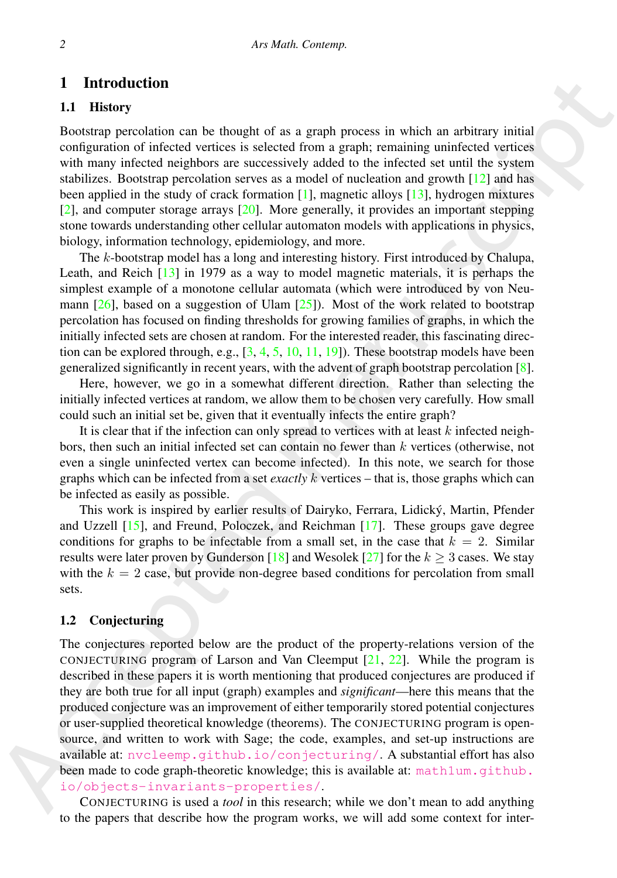# 1 Introduction

## 1.1 History

Bootstrap percolation can be thought of as a graph process in which an arbitrary initial configuration of infected vertices is selected from a graph; remaining uninfected vertices with many infected neighbors are successively added to the infected set until the system stabilizes. Bootstrap percolation serves as a model of nucleation and growth [12] and has been applied in the study of crack formation [1], magnetic alloys [13], hydrogen mixtures [2], and computer storage arrays [20]. More generally, it provides an important stepping stone towards understanding other cellular automaton models with applications in physics, biology, information technology, epidemiology, and more.

The $k$-bootstrap model has a long and interesting history. First introduced by Chalupa, Leath, and Reich [13] in 1979 as a way to model magnetic materials, it is perhaps the simplest example of a monotone cellular automata (which were introduced by von Neumann [26], based on a suggestion of Ulam [25]). Most of the work related to bootstrap percolation has focused on finding thresholds for growing families of graphs, in which the initially infected sets are chosen at random. For the interested reader, this fascinating direction can be explored through, e.g., [3, 4, 5, 10, 11, 19]). These bootstrap models have been generalized significantly in recent years, with the advent of graph bootstrap percolation [8].

Here, however, we go in a somewhat different direction. Rather than selecting the initially infected vertices at random, we allow them to be chosen very carefully. How small could such an initial set be, given that it eventually infects the entire graph?

It is clear that if the infection can only spread to vertices with at least $k$ infected neighbors, then such an initial infected set can contain no fewer than $k$ vertices (otherwise, not even a single uninfected vertex can become infected). In this note, we search for those graphs which can be infected from a set *exactly* $k$ vertices – that is, those graphs which can be infected as easily as possible.

This work is inspired by earlier results of Dairyko, Ferrara, Lidický, Martin, Pfender and Uzzell [15], and Freund, Poloczek, and Reichman [17]. These groups gave degree conditions for graphs to be infectable from a small set, in the case that $k = 2$. Similar results were later proven by Gunderson [18] and Wesolek [27] for the $k \geq 3$ cases. We stay with the $k = 2$ case, but provide non-degree based conditions for percolation from small sets.

## 1.2 Conjecturing

The conjectures reported below are the product of the property-relations version of the CONJECTURING program of Larson and Van Cleemput [21, 22]. While the program is described in these papers it is worth mentioning that produced conjectures are produced if they are both true for all input (graph) examples and *significant*—here this means that the produced conjecture was an improvement of either temporarily stored potential conjectures or user-supplied theoretical knowledge (theorems). The CONJECTURING program is open-source, and written to work with Sage; the code, examples, and set-up instructions are available at: nvcleemp.github.io/conjecturing/. A substantial effort has also been made to code graph-theoretic knowledge; this is available at: math1um.github.io/objects-invariants-properties/.

CONJECTURING is used a *tool* in this research; while we don't mean to add anything to the papers that describe how the program works, we will add some context for inter-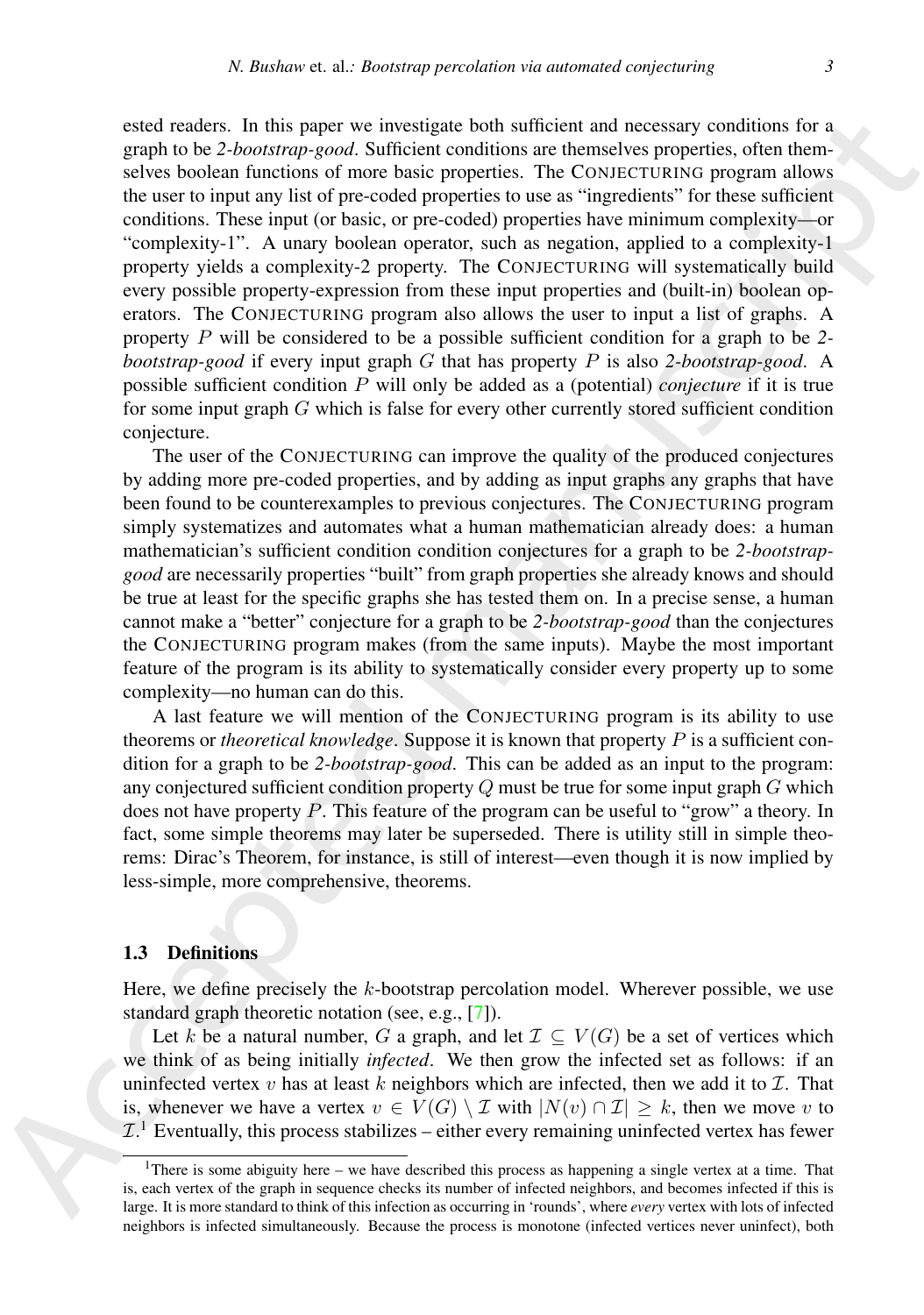ested readers. In this paper we investigate both sufficient and necessary conditions for a graph to be *2-bootstrap-good*. Sufficient conditions are themselves properties, often themselves boolean functions of more basic properties. The CONJECTURING program allows the user to input any list of pre-coded properties to use as "ingredients" for these sufficient conditions. These input (or basic, or pre-coded) properties have minimum complexity—or "complexity-1". A unary boolean operator, such as negation, applied to a complexity-1 property yields a complexity-2 property. The CONJECTURING will systematically build every possible property-expression from these input properties and (built-in) boolean operators. The CONJECTURING program also allows the user to input a list of graphs. A property $P$ will be considered to be a possible sufficient condition for a graph to be *2-bootstrap-good* if every input graph $G$ that has property $P$ is also *2-bootstrap-good*. A possible sufficient condition $P$ will only be added as a (potential) *conjecture* if it is true for some input graph $G$ which is false for every other currently stored sufficient condition conjecture.

The user of the CONJECTURING can improve the quality of the produced conjectures by adding more pre-coded properties, and by adding as input graphs any graphs that have been found to be counterexamples to previous conjectures. The CONJECTURING program simply systematizes and automates what a human mathematician already does: a human mathematician's sufficient condition condition conjectures for a graph to be *2-bootstrap-good* are necessarily properties "built" from graph properties she already knows and should be true at least for the specific graphs she has tested them on. In a precise sense, a human cannot make a "better" conjecture for a graph to be *2-bootstrap-good* than the conjectures the CONJECTURING program makes (from the same inputs). Maybe the most important feature of the program is its ability to systematically consider every property up to some complexity—no human can do this.

A last feature we will mention of the CONJECTURING program is its ability to use theorems or *theoretical knowledge*. Suppose it is known that property $P$ is a sufficient condition for a graph to be *2-bootstrap-good*. This can be added as an input to the program: any conjectured sufficient condition property $Q$ must be true for some input graph $G$ which does not have property $P$. This feature of the program can be useful to "grow" a theory. In fact, some simple theorems may later be superseded. There is utility still in simple theorems: Dirac's Theorem, for instance, is still of interest—even though it is now implied by less-simple, more comprehensive, theorems.

### 1.3 Definitions

Here, we define precisely the $k$-bootstrap percolation model. Wherever possible, we use standard graph theoretic notation (see, e.g., [7]).

Let $k$ be a natural number, $G$ a graph, and let $\mathcal{I} \subseteq V(G)$ be a set of vertices which we think of as being initially *infected*. We then grow the infected set as follows: if an uninfected vertex $v$ has at least $k$ neighbors which are infected, then we add it to $\mathcal{I}$. That is, whenever we have a vertex $v \in V(G) \setminus \mathcal{I}$ with $|N(v) \cap \mathcal{I}| \geq k$, then we move $v$ to $\mathcal{I}$.[1] Eventually, this process stabilizes – either every remaining uninfected vertex has fewer

[1] There is some abiguity here – we have described this process as happening a single vertex at a time. That is, each vertex of the graph in sequence checks its number of infected neighbors, and becomes infected if this is large. It is more standard to think of this infection as occurring in 'rounds', where *every* vertex with lots of infected neighbors is infected simultaneously. Because the process is monotone (infected vertices never uninfect), both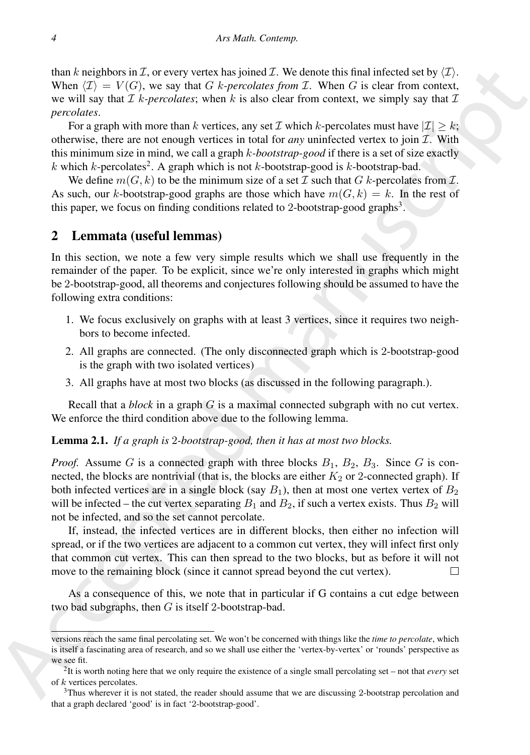than $k$ neighbors in $\mathcal{I}$, or every vertex has joined $\mathcal{I}$. We denote this final infected set by $\langle \mathcal{I} \rangle$. When $\langle \mathcal{I} \rangle = V(G)$, we say that $G$ *$k$-percolates from $\mathcal{I}$*. When $G$ is clear from context, we will say that $\mathcal{I}$ *$k$-percolates*; when $k$ is also clear from context, we simply say that $\mathcal{I}$ *percolates*.

For a graph with more than $k$ vertices, any set $\mathcal{I}$ which $k$-percolates must have $|\mathcal{I}| \geq k$; otherwise, there are not enough vertices in total for *any* uninfected vertex to join $\mathcal{I}$. With this minimum size in mind, we call a graph *$k$-bootstrap-good* if there is a set of size exactly $k$ which $k$-percolates[2]. A graph which is not $k$-bootstrap-good is $k$-bootstrap-bad.

We define $m(G, k)$ to be the minimum size of a set $\mathcal{I}$ such that $G$ $k$-percolates from $\mathcal{I}$. As such, our $k$-bootstrap-good graphs are those which have $m(G, k) = k$. In the rest of this paper, we focus on finding conditions related to 2-bootstrap-good graphs[3].

## 2 Lemmata (useful lemmas)

In this section, we note a few very simple results which we shall use frequently in the remainder of the paper. To be explicit, since we're only interested in graphs which might be 2-bootstrap-good, all theorems and conjectures following should be assumed to have the following extra conditions:

1. We focus exclusively on graphs with at least 3 vertices, since it requires two neighbors to become infected.
2. All graphs are connected. (The only disconnected graph which is 2-bootstrap-good is the graph with two isolated vertices)
3. All graphs have at most two blocks (as discussed in the following paragraph.).

Recall that a *block* in a graph $G$ is a maximal connected subgraph with no cut vertex. We enforce the third condition above due to the following lemma.

**Lemma 2.1.** *If a graph is 2-bootstrap-good, then it has at most two blocks.*

*Proof.* Assume $G$ is a connected graph with three blocks $B_1$, $B_2$, $B_3$. Since $G$ is connected, the blocks are nontrivial (that is, the blocks are either $K_2$ or 2-connected graph). If both infected vertices are in a single block (say $B_1$), then at most one vertex vertex of $B_2$ will be infected – the cut vertex separating $B_1$ and $B_2$, if such a vertex exists. Thus $B_2$ will not be infected, and so the set cannot percolate.

If, instead, the infected vertices are in different blocks, then either no infection will spread, or if the two vertices are adjacent to a common cut vertex, they will infect first only that common cut vertex. This can then spread to the two blocks, but as before it will not move to the remaining block (since it cannot spread beyond the cut vertex). □

As a consequence of this, we note that in particular if G contains a cut edge between two bad subgraphs, then $G$ is itself 2-bootstrap-bad.

versions reach the same final percolating set. We won't be concerned with things like the *time to percolate*, which is itself a fascinating area of research, and so we shall use either the 'vertex-by-vertex' or 'rounds' perspective as we see fit.

[2] It is worth noting here that we only require the existence of a single small percolating set – not that *every* set of $k$ vertices percolates.

[3] Thus wherever it is not stated, the reader should assume that we are discussing 2-bootstrap percolation and that a graph declared 'good' is in fact '2-bootstrap-good'.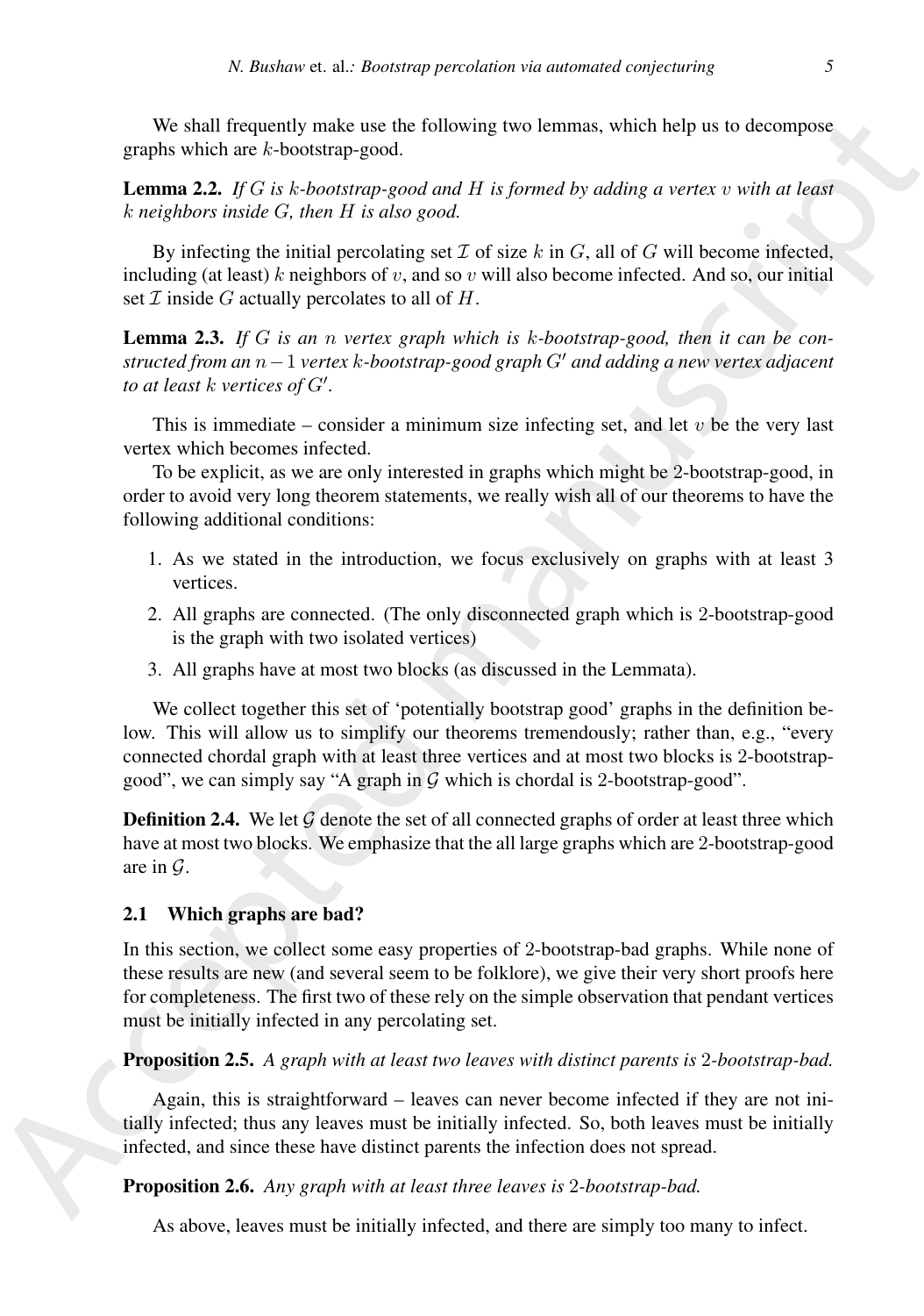We shall frequently make use the following two lemmas, which help us to decompose graphs which are $k$-bootstrap-good.

**Lemma 2.2.** *If $G$ is $k$-bootstrap-good and $H$ is formed by adding a vertex $v$ with at least $k$ neighbors inside $G$, then $H$ is also good.*

By infecting the initial percolating set $\mathcal{I}$ of size $k$ in $G$, all of $G$ will become infected, including (at least) $k$ neighbors of $v$, and so $v$ will also become infected. And so, our initial set $\mathcal{I}$ inside $G$ actually percolates to all of $H$.

**Lemma 2.3.** *If $G$ is an $n$ vertex graph which is $k$-bootstrap-good, then it can be constructed from an $n-1$ vertex $k$-bootstrap-good graph $G'$ and adding a new vertex adjacent to at least $k$ vertices of $G'$.*

This is immediate – consider a minimum size infecting set, and let $v$ be the very last vertex which becomes infected.

To be explicit, as we are only interested in graphs which might be 2-bootstrap-good, in order to avoid very long theorem statements, we really wish all of our theorems to have the following additional conditions:

1. As we stated in the introduction, we focus exclusively on graphs with at least 3 vertices.
2. All graphs are connected. (The only disconnected graph which is 2-bootstrap-good is the graph with two isolated vertices)
3. All graphs have at most two blocks (as discussed in the Lemmata).

We collect together this set of 'potentially bootstrap good' graphs in the definition below. This will allow us to simplify our theorems tremendously; rather than, e.g., "every connected chordal graph with at least three vertices and at most two blocks is 2-bootstrap-good", we can simply say "A graph in $\mathcal{G}$ which is chordal is 2-bootstrap-good".

**Definition 2.4.** We let $\mathcal{G}$ denote the set of all connected graphs of order at least three which have at most two blocks. We emphasize that the all large graphs which are 2-bootstrap-good are in $\mathcal{G}$.

### 2.1 Which graphs are bad?

In this section, we collect some easy properties of 2-bootstrap-bad graphs. While none of these results are new (and several seem to be folklore), we give their very short proofs here for completeness. The first two of these rely on the simple observation that pendant vertices must be initially infected in any percolating set.

**Proposition 2.5.** *A graph with at least two leaves with distinct parents is 2-bootstrap-bad.*

Again, this is straightforward – leaves can never become infected if they are not initially infected; thus any leaves must be initially infected. So, both leaves must be initially infected, and since these have distinct parents the infection does not spread.

**Proposition 2.6.** *Any graph with at least three leaves is 2-bootstrap-bad.*

As above, leaves must be initially infected, and there are simply too many to infect.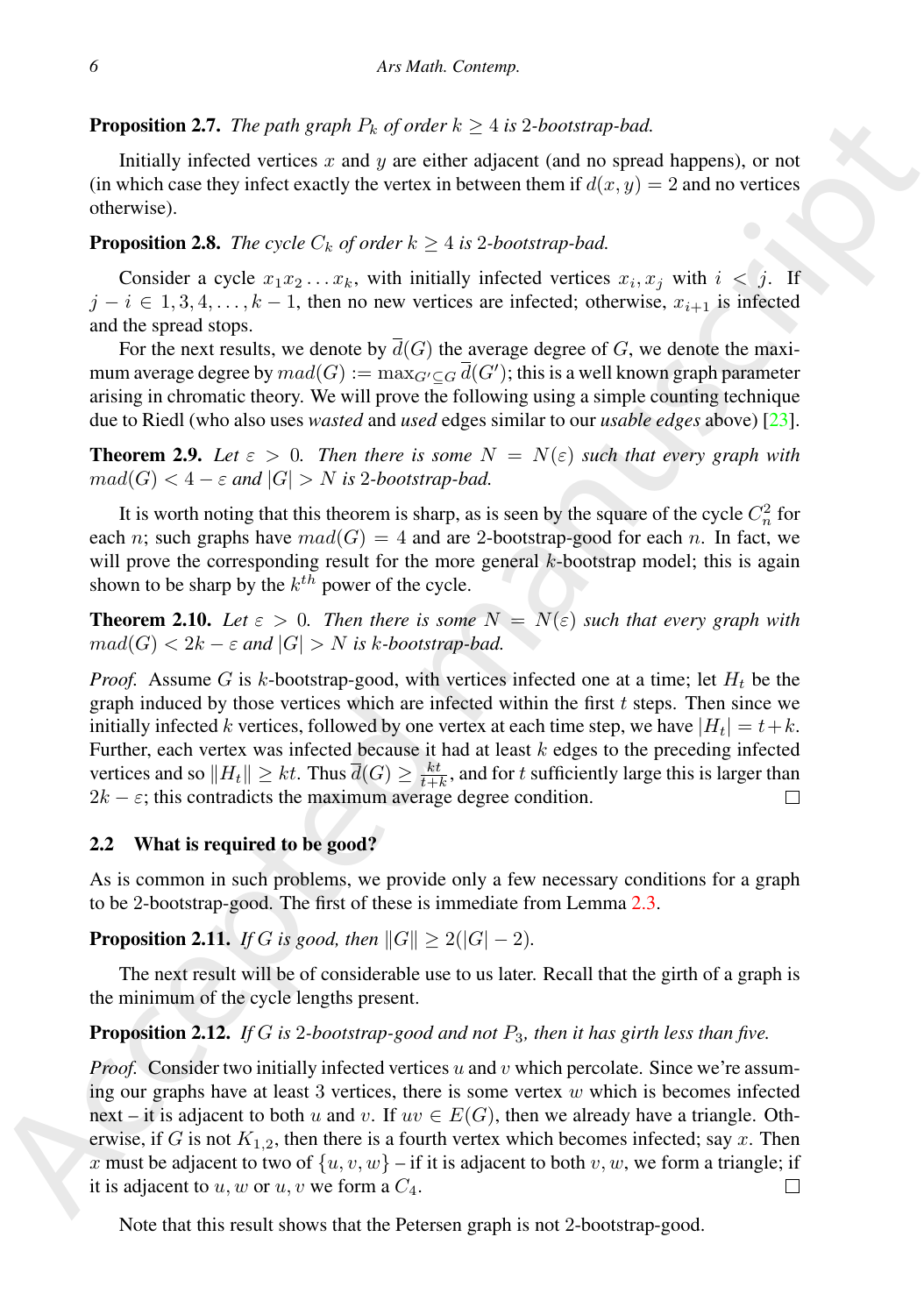**Proposition 2.7.** *The path graph $P_k$ of order $k \geq 4$ is 2-bootstrap-bad.*

Initially infected vertices $x$ and $y$ are either adjacent (and no spread happens), or not (in which case they infect exactly the vertex in between them if $d(x,y) = 2$ and no vertices otherwise).

**Proposition 2.8.** *The cycle $C_k$ of order $k \geq 4$ is 2-bootstrap-bad.*

Consider a cycle $x_1x_2\ldots x_k$, with initially infected vertices $x_i, x_j$ with $i < j$. If $j - i \in 1, 3, 4, \ldots, k-1$, then no new vertices are infected; otherwise, $x_{i+1}$ is infected and the spread stops.

For the next results, we denote by $\overline{d}(G)$ the average degree of $G$, we denote the maximum average degree by $mad(G) := \max_{G' \subseteq G} \overline{d}(G')$; this is a well known graph parameter arising in chromatic theory. We will prove the following using a simple counting technique due to Riedl (who also uses *wasted* and *used* edges similar to our *usable edges* above) [23].

**Theorem 2.9.** *Let $\varepsilon > 0$. Then there is some $N = N(\varepsilon)$ such that every graph with $mad(G) < 4 - \varepsilon$ and $|G| > N$ is 2-bootstrap-bad.*

It is worth noting that this theorem is sharp, as is seen by the square of the cycle $C_n^2$ for each $n$; such graphs have $mad(G) = 4$ and are 2-bootstrap-good for each $n$. In fact, we will prove the corresponding result for the more general $k$-bootstrap model; this is again shown to be sharp by the $k^{th}$ power of the cycle.

**Theorem 2.10.** *Let $\varepsilon > 0$. Then there is some $N = N(\varepsilon)$ such that every graph with $mad(G) < 2k - \varepsilon$ and $|G| > N$ is $k$-bootstrap-bad.*

*Proof.* Assume $G$ is $k$-bootstrap-good, with vertices infected one at a time; let $H_t$ be the graph induced by those vertices which are infected within the first $t$ steps. Then since we initially infected $k$ vertices, followed by one vertex at each time step, we have $|H_t| = t + k$. Further, each vertex was infected because it had at least $k$ edges to the preceding infected vertices and so $\|H_t\| \geq kt$. Thus $\overline{d}(G) \geq \frac{kt}{t+k}$, and for $t$ sufficiently large this is larger than $2k - \varepsilon$; this contradicts the maximum average degree condition. $\square$

## 2.2 What is required to be good?

As is common in such problems, we provide only a few necessary conditions for a graph to be 2-bootstrap-good. The first of these is immediate from Lemma 2.3.

**Proposition 2.11.** *If $G$ is good, then $\|G\| \geq 2(|G| - 2)$.*

The next result will be of considerable use to us later. Recall that the girth of a graph is the minimum of the cycle lengths present.

**Proposition 2.12.** *If $G$ is 2-bootstrap-good and not $P_3$, then it has girth less than five.*

*Proof.* Consider two initially infected vertices $u$ and $v$ which percolate. Since we're assuming our graphs have at least 3 vertices, there is some vertex $w$ which is becomes infected next – it is adjacent to both $u$ and $v$. If $uv \in E(G)$, then we already have a triangle. Otherwise, if $G$ is not $K_{1,2}$, then there is a fourth vertex which becomes infected; say $x$. Then $x$ must be adjacent to two of $\{u, v, w\}$ – if it is adjacent to both $v, w$, we form a triangle; if it is adjacent to $u, w$ or $u, v$ we form a $C_4$. $\square$

Note that this result shows that the Petersen graph is not 2-bootstrap-good.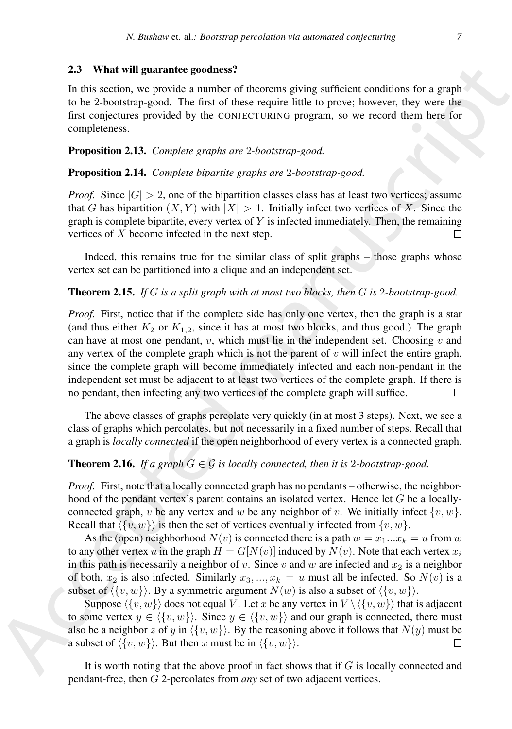### 2.3 What will guarantee goodness?

In this section, we provide a number of theorems giving sufficient conditions for a graph to be 2-bootstrap-good. The first of these require little to prove; however, they were the first conjectures provided by the CONJECTURING program, so we record them here for completeness.

**Proposition 2.13.** *Complete graphs are* 2*-bootstrap-good.*

**Proposition 2.14.** *Complete bipartite graphs are* 2*-bootstrap-good.*

*Proof.* Since $|G| > 2$, one of the bipartition classes class has at least two vertices; assume that $G$ has bipartition $(X, Y)$ with $|X| > 1$. Initially infect two vertices of $X$. Since the graph is complete bipartite, every vertex of $Y$ is infected immediately. Then, the remaining vertices of $X$ become infected in the next step. □

Indeed, this remains true for the similar class of split graphs – those graphs whose vertex set can be partitioned into a clique and an independent set.

**Theorem 2.15.** *If $G$ is a split graph with at most two blocks, then $G$ is* 2*-bootstrap-good.*

*Proof.* First, notice that if the complete side has only one vertex, then the graph is a star (and thus either $K_2$ or $K_{1,2}$, since it has at most two blocks, and thus good.) The graph can have at most one pendant, $v$, which must lie in the independent set. Choosing $v$ and any vertex of the complete graph which is not the parent of $v$ will infect the entire graph, since the complete graph will become immediately infected and each non-pendant in the independent set must be adjacent to at least two vertices of the complete graph. If there is no pendant, then infecting any two vertices of the complete graph will suffice. □

The above classes of graphs percolate very quickly (in at most 3 steps). Next, we see a class of graphs which percolates, but not necessarily in a fixed number of steps. Recall that a graph is *locally connected* if the open neighborhood of every vertex is a connected graph.

**Theorem 2.16.** *If a graph $G \in \mathcal{G}$ is locally connected, then it is* 2*-bootstrap-good.*

*Proof.* First, note that a locally connected graph has no pendants – otherwise, the neighborhood of the pendant vertex's parent contains an isolated vertex. Hence let $G$ be a locally-connected graph, $v$ be any vertex and $w$ be any neighbor of $v$. We initially infect $\{v, w\}$. Recall that $\langle \{v, w\} \rangle$ is then the set of vertices eventually infected from $\{v, w\}$.

As the (open) neighborhood $N(v)$ is connected there is a path $w = x_1 ... x_k = u$ from $w$ to any other vertex $u$ in the graph $H = G[N(v)]$ induced by $N(v)$. Note that each vertex $x_i$ in this path is necessarily a neighbor of $v$. Since $v$ and $w$ are infected and $x_2$ is a neighbor of both, $x_2$ is also infected. Similarly $x_3, ..., x_k = u$ must all be infected. So $N(v)$ is a subset of $\langle \{v, w\} \rangle$. By a symmetric argument $N(w)$ is also a subset of $\langle \{v, w\} \rangle$.

Suppose $\langle \{v, w\} \rangle$ does not equal $V$. Let $x$ be any vertex in $V \setminus \langle \{v, w\} \rangle$ that is adjacent to some vertex $y \in \langle \{v, w\} \rangle$. Since $y \in \langle \{v, w\} \rangle$ and our graph is connected, there must also be a neighbor $z$ of $y$ in $\langle \{v, w\} \rangle$. By the reasoning above it follows that $N(y)$ must be a subset of $\langle \{v, w\} \rangle$. But then $x$ must be in $\langle \{v, w\} \rangle$. □

It is worth noting that the above proof in fact shows that if $G$ is locally connected and pendant-free, then $G$ 2-percolates from *any* set of two adjacent vertices.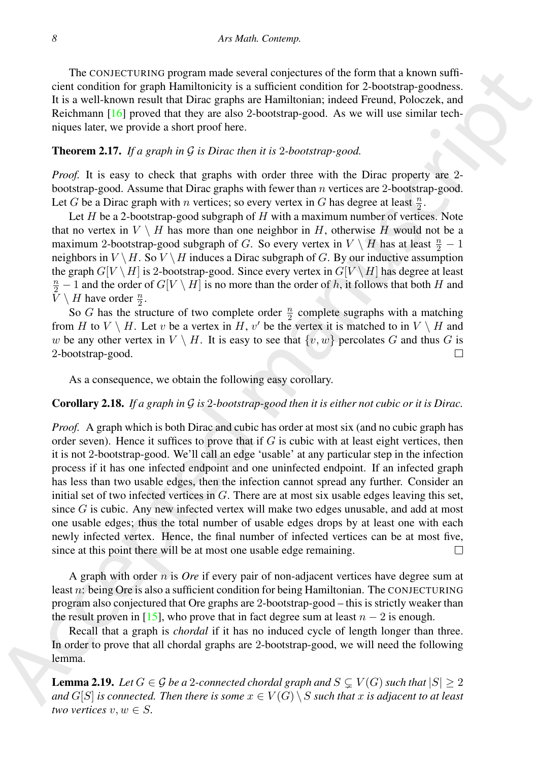The CONJECTURING program made several conjectures of the form that a known sufficient condition for graph Hamiltonicity is a sufficient condition for 2-bootstrap-goodness. It is a well-known result that Dirac graphs are Hamiltonian; indeed Freund, Poloczek, and Reichmann [16] proved that they are also 2-bootstrap-good. As we will use similar techniques later, we provide a short proof here.

**Theorem 2.17.** *If a graph in $\mathcal{G}$ is Dirac then it is 2-bootstrap-good.*

*Proof.* It is easy to check that graphs with order three with the Dirac property are 2-bootstrap-good. Assume that Dirac graphs with fewer than $n$ vertices are 2-bootstrap-good. Let $G$ be a Dirac graph with $n$ vertices; so every vertex in $G$ has degree at least $\frac{n}{2}$.

Let $H$ be a 2-bootstrap-good subgraph of $H$ with a maximum number of vertices. Note that no vertex in $V \setminus H$ has more than one neighbor in $H$, otherwise $H$ would not be a maximum 2-bootstrap-good subgraph of $G$. So every vertex in $V \setminus H$ has at least $\frac{n}{2} - 1$ neighbors in $V \setminus H$. So $V \setminus H$ induces a Dirac subgraph of $G$. By our inductive assumption the graph $G[V \setminus H]$ is 2-bootstrap-good. Since every vertex in $G[V \setminus H]$ has degree at least $\frac{n}{2} - 1$ and the order of $G[V \setminus H]$ is no more than the order of $h$, it follows that both $H$ and $V \setminus H$ have order $\frac{n}{2}$.

So $G$ has the structure of two complete order $\frac{n}{2}$ complete sugraphs with a matching from $H$ to $V \setminus H$. Let $v$ be a vertex in $H$, $v'$ be the vertex it is matched to in $V \setminus H$ and $w$ be any other vertex in $V \setminus H$. It is easy to see that $\{v, w\}$ percolates $G$ and thus $G$ is 2-bootstrap-good. □

As a consequence, we obtain the following easy corollary.

**Corollary 2.18.** *If a graph in $\mathcal{G}$ is 2-bootstrap-good then it is either not cubic or it is Dirac.*

*Proof.* A graph which is both Dirac and cubic has order at most six (and no cubic graph has order seven). Hence it suffices to prove that if $G$ is cubic with at least eight vertices, then it is not 2-bootstrap-good. We'll call an edge 'usable' at any particular step in the infection process if it has one infected endpoint and one uninfected endpoint. If an infected graph has less than two usable edges, then the infection cannot spread any further. Consider an initial set of two infected vertices in $G$. There are at most six usable edges leaving this set, since $G$ is cubic. Any new infected vertex will make two edges unusable, and add at most one usable edges; thus the total number of usable edges drops by at least one with each newly infected vertex. Hence, the final number of infected vertices can be at most five, since at this point there will be at most one usable edge remaining. □

A graph with order $n$ is *Ore* if every pair of non-adjacent vertices have degree sum at least $n$: being Ore is also a sufficient condition for being Hamiltonian. The CONJECTURING program also conjectured that Ore graphs are 2-bootstrap-good – this is strictly weaker than the result proven in [15], who prove that in fact degree sum at least $n - 2$ is enough.

Recall that a graph is *chordal* if it has no induced cycle of length longer than three. In order to prove that all chordal graphs are 2-bootstrap-good, we will need the following lemma.

**Lemma 2.19.** *Let $G \in \mathcal{G}$ be a 2-connected chordal graph and $S \subsetneq V(G)$ such that $|S| \geq 2$ and $G[S]$ is connected. Then there is some $x \in V(G) \setminus S$ such that $x$ is adjacent to at least two vertices $v, w \in S$.*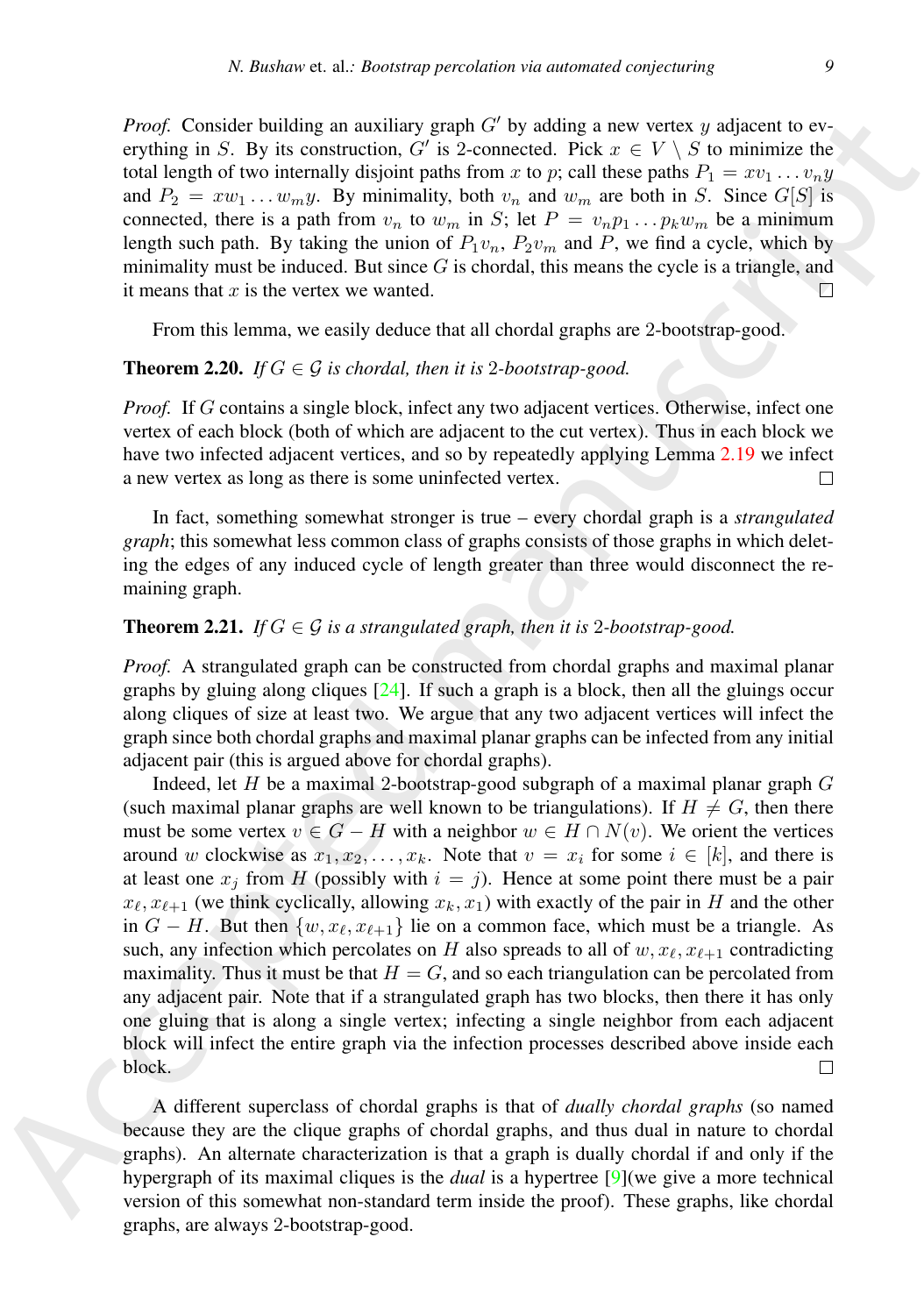*Proof.* Consider building an auxiliary graph $G'$ by adding a new vertex $y$ adjacent to everything in $S$. By its construction, $G'$ is 2-connected. Pick $x \in V \setminus S$ to minimize the total length of two internally disjoint paths from $x$ to $p$; call these paths $P_1 = xv_1 \dots v_n y$ and $P_2 = xw_1 \dots w_m y$. By minimality, both $v_n$ and $w_m$ are both in $S$. Since $G[S]$ is connected, there is a path from $v_n$ to $w_m$ in $S$; let $P = v_n p_1 \dots p_k w_m$ be a minimum length such path. By taking the union of $P_1 v_n$, $P_2 v_m$ and $P$, we find a cycle, which by minimality must be induced. But since $G$ is chordal, this means the cycle is a triangle, and it means that $x$ is the vertex we wanted. □

From this lemma, we easily deduce that all chordal graphs are 2-bootstrap-good.

**Theorem 2.20.** *If $G \in \mathcal{G}$ is chordal, then it is 2-bootstrap-good.*

*Proof.* If $G$ contains a single block, infect any two adjacent vertices. Otherwise, infect one vertex of each block (both of which are adjacent to the cut vertex). Thus in each block we have two infected adjacent vertices, and so by repeatedly applying Lemma 2.19 we infect a new vertex as long as there is some uninfected vertex. □

In fact, something somewhat stronger is true – every chordal graph is a *strangulated graph*; this somewhat less common class of graphs consists of those graphs in which deleting the edges of any induced cycle of length greater than three would disconnect the remaining graph.

**Theorem 2.21.** *If $G \in \mathcal{G}$ is a strangulated graph, then it is 2-bootstrap-good.*

*Proof.* A strangulated graph can be constructed from chordal graphs and maximal planar graphs by gluing along cliques [24]. If such a graph is a block, then all the gluings occur along cliques of size at least two. We argue that any two adjacent vertices will infect the graph since both chordal graphs and maximal planar graphs can be infected from any initial adjacent pair (this is argued above for chordal graphs).

Indeed, let $H$ be a maximal 2-bootstrap-good subgraph of a maximal planar graph $G$ (such maximal planar graphs are well known to be triangulations). If $H \neq G$, then there must be some vertex $v \in G - H$ with a neighbor $w \in H \cap N(v)$. We orient the vertices around $w$ clockwise as $x_1, x_2, \dots, x_k$. Note that $v = x_i$ for some $i \in [k]$, and there is at least one $x_j$ from $H$ (possibly with $i = j$). Hence at some point there must be a pair $x_\ell, x_{\ell+1}$ (we think cyclically, allowing $x_k, x_1$) with exactly of the pair in $H$ and the other in $G - H$. But then $\{w, x_\ell, x_{\ell+1}\}$ lie on a common face, which must be a triangle. As such, any infection which percolates on $H$ also spreads to all of $w, x_\ell, x_{\ell+1}$ contradicting maximality. Thus it must be that $H = G$, and so each triangulation can be percolated from any adjacent pair. Note that if a strangulated graph has two blocks, then there it has only one gluing that is along a single vertex; infecting a single neighbor from each adjacent block will infect the entire graph via the infection processes described above inside each block. □

A different superclass of chordal graphs is that of *dually chordal graphs* (so named because they are the clique graphs of chordal graphs, and thus dual in nature to chordal graphs). An alternate characterization is that a graph is dually chordal if and only if the hypergraph of its maximal cliques is the *dual* is a hypertree [9](we give a more technical version of this somewhat non-standard term inside the proof). These graphs, like chordal graphs, are always 2-bootstrap-good.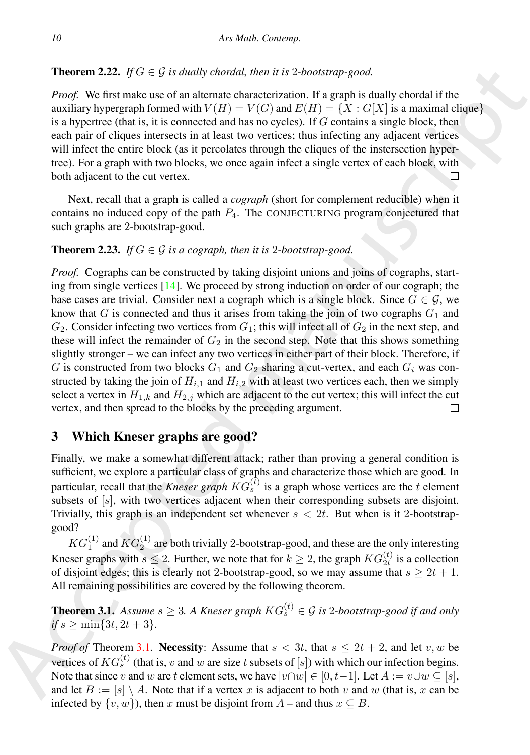**Theorem 2.22.** *If $G \in \mathcal{G}$ is dually chordal, then it is 2-bootstrap-good.*

*Proof.* We first make use of an alternate characterization. If a graph is dually chordal if the auxiliary hypergraph formed with $V(H) = V(G)$ and $E(H) = \{X : G[X] \text{ is a maximal clique}\}$ is a hypertree (that is, it is connected and has no cycles). If $G$ contains a single block, then each pair of cliques intersects in at least two vertices; thus infecting any adjacent vertices will infect the entire block (as it percolates through the cliques of the instersection hypertree). For a graph with two blocks, we once again infect a single vertex of each block, with both adjacent to the cut vertex. □

Next, recall that a graph is called a *cograph* (short for complement reducible) when it contains no induced copy of the path $P_4$. The CONJECTURING program conjectured that such graphs are 2-bootstrap-good.

**Theorem 2.23.** *If $G \in \mathcal{G}$ is a cograph, then it is 2-bootstrap-good.*

*Proof.* Cographs can be constructed by taking disjoint unions and joins of cographs, starting from single vertices [14]. We proceed by strong induction on order of our cograph; the base cases are trivial. Consider next a cograph which is a single block. Since $G \in \mathcal{G}$, we know that $G$ is connected and thus it arises from taking the join of two cographs $G_1$ and $G_2$. Consider infecting two vertices from $G_1$; this will infect all of $G_2$ in the next step, and these will infect the remainder of $G_2$ in the second step. Note that this shows something slightly stronger – we can infect any two vertices in either part of their block. Therefore, if $G$ is constructed from two blocks $G_1$ and $G_2$ sharing a cut-vertex, and each $G_i$ was constructed by taking the join of $H_{i,1}$ and $H_{i,2}$ with at least two vertices each, then we simply select a vertex in $H_{1,k}$ and $H_{2,j}$ which are adjacent to the cut vertex; this will infect the cut vertex, and then spread to the blocks by the preceding argument. □

## 3 Which Kneser graphs are good?

Finally, we make a somewhat different attack; rather than proving a general condition is sufficient, we explore a particular class of graphs and characterize those which are good. In particular, recall that the *Kneser graph* $KG_s^{(t)}$ is a graph whose vertices are the $t$ element subsets of $[s]$, with two vertices adjacent when their corresponding subsets are disjoint. Trivially, this graph is an independent set whenever $s < 2t$. But when is it 2-bootstrap-good?

$KG_1^{(1)}$ and $KG_2^{(1)}$ are both trivially 2-bootstrap-good, and these are the only interesting Kneser graphs with $s \leq 2$. Further, we note that for $k \geq 2$, the graph $KG_{2t}^{(t)}$ is a collection of disjoint edges; this is clearly not 2-bootstrap-good, so we may assume that $s \geq 2t + 1$. All remaining possibilities are covered by the following theorem.

**Theorem 3.1.** *Assume $s \geq 3$. A Kneser graph $KG_s^{(t)} \in \mathcal{G}$ is 2-bootstrap-good if and only if $s \geq \min\{3t, 2t + 3\}$.*

*Proof of* Theorem 3.1. **Necessity**: Assume that $s < 3t$, that $s \leq 2t + 2$, and let $v, w$ be vertices of $KG_s^{(t)}$ (that is, $v$ and $w$ are size $t$ subsets of $[s]$) with which our infection begins. Note that since $v$ and $w$ are $t$ element sets, we have $|v \cap w| \in [0, t-1]$. Let $A := v \cup w \subseteq [s]$, and let $B := [s] \setminus A$. Note that if a vertex $x$ is adjacent to both $v$ and $w$ (that is, $x$ can be infected by $\{v, w\}$), then $x$ must be disjoint from $A$ – and thus $x \subseteq B$.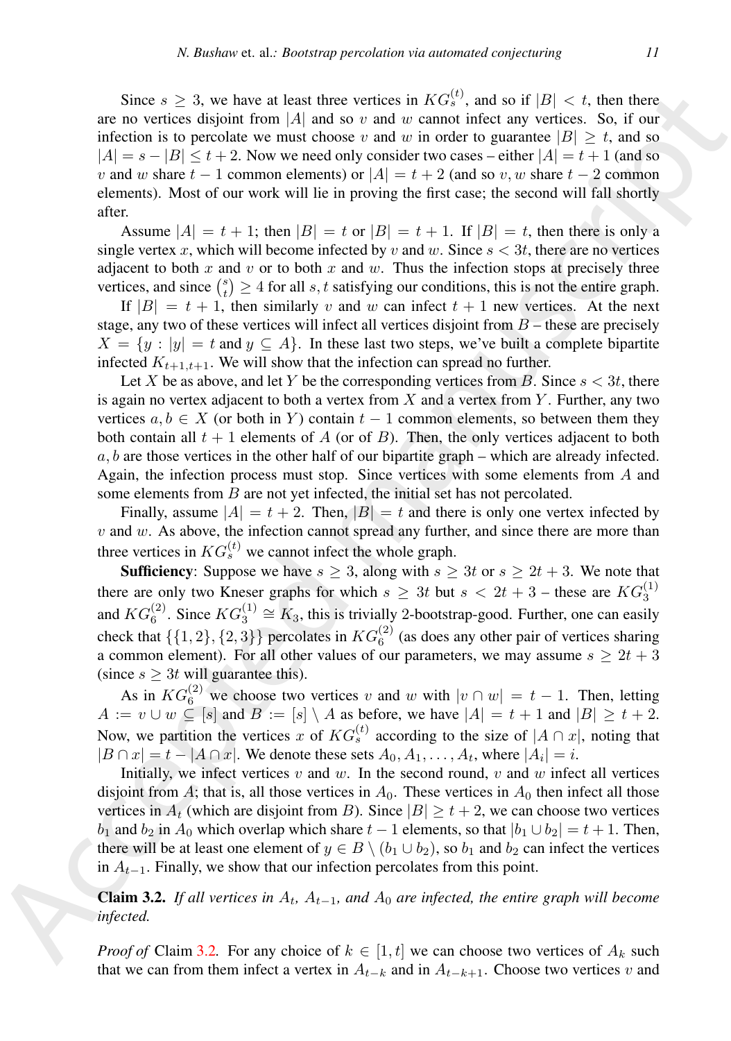Since $s \geq 3$, we have at least three vertices in $KG_s^{(t)}$, and so if $|B| < t$, then there are no vertices disjoint from $|A|$ and so $v$ and $w$ cannot infect any vertices. So, if our infection is to percolate we must choose $v$ and $w$ in order to guarantee $|B| \geq t$, and so $|A| = s - |B| \leq t+2$. Now we need only consider two cases – either $|A| = t+1$ (and so $v$ and $w$ share $t-1$ common elements) or $|A| = t+2$ (and so $v, w$ share $t-2$ common elements). Most of our work will lie in proving the first case; the second will fall shortly after.

Assume $|A| = t+1$; then $|B| = t$ or $|B| = t+1$. If $|B| = t$, then there is only a single vertex $x$, which will become infected by $v$ and $w$. Since $s < 3t$, there are no vertices adjacent to both $x$ and $v$ or to both $x$ and $w$. Thus the infection stops at precisely three vertices, and since $\binom{s}{t} \geq 4$ for all $s, t$ satisfying our conditions, this is not the entire graph.

If $|B| = t+1$, then similarly $v$ and $w$ can infect $t+1$ new vertices. At the next stage, any two of these vertices will infect all vertices disjoint from $B$ – these are precisely $X = \{y : |y| = t \text{ and } y \subseteq A\}$. In these last two steps, we've built a complete bipartite infected $K_{t+1,t+1}$. We will show that the infection can spread no further.

Let $X$ be as above, and let $Y$ be the corresponding vertices from $B$. Since $s < 3t$, there is again no vertex adjacent to both a vertex from $X$ and a vertex from $Y$. Further, any two vertices $a, b \in X$ (or both in $Y$) contain $t-1$ common elements, so between them they both contain all $t+1$ elements of $A$ (or of $B$). Then, the only vertices adjacent to both $a, b$ are those vertices in the other half of our bipartite graph – which are already infected. Again, the infection process must stop. Since vertices with some elements from $A$ and some elements from $B$ are not yet infected, the initial set has not percolated.

Finally, assume $|A| = t+2$. Then, $|B| = t$ and there is only one vertex infected by $v$ and $w$. As above, the infection cannot spread any further, and since there are more than three vertices in $KG_s^{(t)}$ we cannot infect the whole graph.

**Sufficiency**: Suppose we have $s \geq 3$, along with $s \geq 3t$ or $s \geq 2t+3$. We note that there are only two Kneser graphs for which $s \geq 3t$ but $s < 2t+3$ – these are $KG_3^{(1)}$ and $KG_6^{(2)}$. Since $KG_3^{(1)} \cong K_3$, this is trivially 2-bootstrap-good. Further, one can easily check that $\{\{1,2\},\{2,3\}\}$ percolates in $KG_6^{(2)}$ (as does any other pair of vertices sharing a common element). For all other values of our parameters, we may assume $s \geq 2t+3$ (since $s \geq 3t$ will guarantee this).

As in $KG_6^{(2)}$ we choose two vertices $v$ and $w$ with $|v \cap w| = t-1$. Then, letting $A := v \cup w \subseteq [s]$ and $B := [s] \setminus A$ as before, we have $|A| = t+1$ and $|B| \geq t+2$. Now, we partition the vertices $x$ of $KG_s^{(t)}$ according to the size of $|A \cap x|$, noting that $|B \cap x| = t - |A \cap x|$. We denote these sets $A_0, A_1, \ldots, A_t$, where $|A_i| = i$.

Initially, we infect vertices $v$ and $w$. In the second round, $v$ and $w$ infect all vertices disjoint from $A$; that is, all those vertices in $A_0$. These vertices in $A_0$ then infect all those vertices in $A_t$ (which are disjoint from $B$). Since $|B| \geq t+2$, we can choose two vertices $b_1$ and $b_2$ in $A_0$ which overlap which share $t-1$ elements, so that $|b_1 \cup b_2| = t+1$. Then, there will be at least one element of $y \in B \setminus (b_1 \cup b_2)$, so $b_1$ and $b_2$ can infect the vertices in $A_{t-1}$. Finally, we show that our infection percolates from this point.

**Claim 3.2.** *If all vertices in $A_t$, $A_{t-1}$, and $A_0$ are infected, the entire graph will become infected.*

*Proof of* Claim 3.2. For any choice of $k \in [1, t]$ we can choose two vertices of $A_k$ such that we can from them infect a vertex in $A_{t-k}$ and in $A_{t-k+1}$. Choose two vertices $v$ and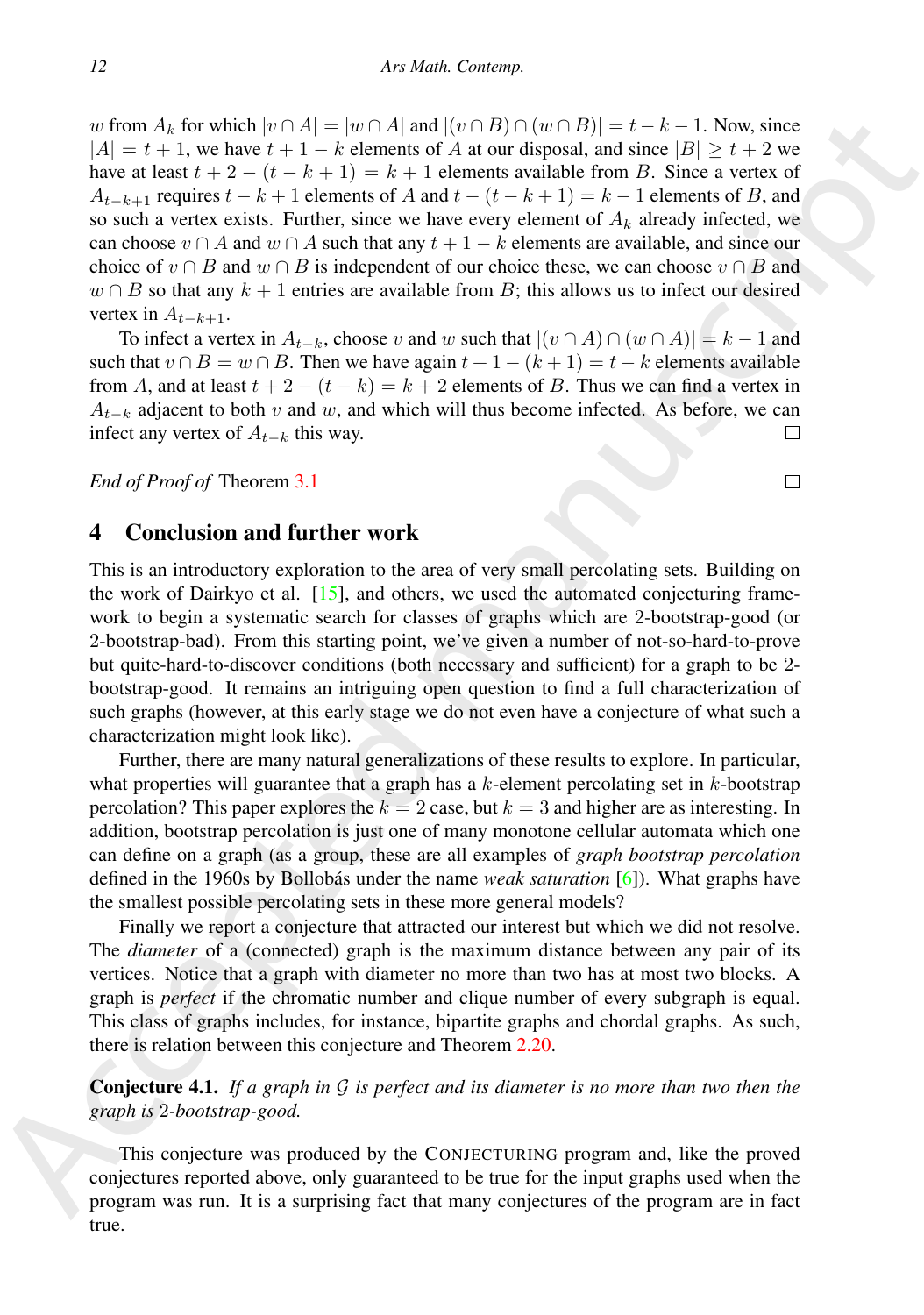$w$ from $A_k$ for which $|v \cap A| = |w \cap A|$ and $|(v \cap B) \cap (w \cap B)| = t - k - 1$. Now, since $|A| = t + 1$, we have $t + 1 - k$ elements of $A$ at our disposal, and since $|B| \geq t + 2$ we have at least $t + 2 - (t - k + 1) = k + 1$ elements available from $B$. Since a vertex of $A_{t-k+1}$ requires $t - k + 1$ elements of $A$ and $t - (t - k + 1) = k - 1$ elements of $B$, and so such a vertex exists. Further, since we have every element of $A_k$ already infected, we can choose $v \cap A$ and $w \cap A$ such that any $t + 1 - k$ elements are available, and since our choice of $v \cap B$ and $w \cap B$ is independent of our choice these, we can choose $v \cap B$ and $w \cap B$ so that any $k + 1$ entries are available from $B$; this allows us to infect our desired vertex in $A_{t-k+1}$.

To infect a vertex in $A_{t-k}$, choose $v$ and $w$ such that $|(v \cap A) \cap (w \cap A)| = k - 1$ and such that $v \cap B = w \cap B$. Then we have again $t + 1 - (k + 1) = t - k$ elements available from $A$, and at least $t + 2 - (t - k) = k + 2$ elements of $B$. Thus we can find a vertex in $A_{t-k}$ adjacent to both $v$ and $w$, and which will thus become infected. As before, we can infect any vertex of $A_{t-k}$ this way. □

*End of Proof of* Theorem 3.1 □

## 4 Conclusion and further work

This is an introductory exploration to the area of very small percolating sets. Building on the work of Dairkyo et al. [15], and others, we used the automated conjecturing framework to begin a systematic search for classes of graphs which are 2-bootstrap-good (or 2-bootstrap-bad). From this starting point, we've given a number of not-so-hard-to-prove but quite-hard-to-discover conditions (both necessary and sufficient) for a graph to be 2-bootstrap-good. It remains an intriguing open question to find a full characterization of such graphs (however, at this early stage we do not even have a conjecture of what such a characterization might look like).

Further, there are many natural generalizations of these results to explore. In particular, what properties will guarantee that a graph has a $k$-element percolating set in $k$-bootstrap percolation? This paper explores the $k = 2$ case, but $k = 3$ and higher are as interesting. In addition, bootstrap percolation is just one of many monotone cellular automata which one can define on a graph (as a group, these are all examples of *graph bootstrap percolation* defined in the 1960s by Bollobás under the name *weak saturation* [6]). What graphs have the smallest possible percolating sets in these more general models?

Finally we report a conjecture that attracted our interest but which we did not resolve. The *diameter* of a (connected) graph is the maximum distance between any pair of its vertices. Notice that a graph with diameter no more than two has at most two blocks. A graph is *perfect* if the chromatic number and clique number of every subgraph is equal. This class of graphs includes, for instance, bipartite graphs and chordal graphs. As such, there is relation between this conjecture and Theorem 2.20.

**Conjecture 4.1.** *If a graph in $\mathcal{G}$ is perfect and its diameter is no more than two then the graph is 2-bootstrap-good.*

This conjecture was produced by the CONJECTURING program and, like the proved conjectures reported above, only guaranteed to be true for the input graphs used when the program was run. It is a surprising fact that many conjectures of the program are in fact true.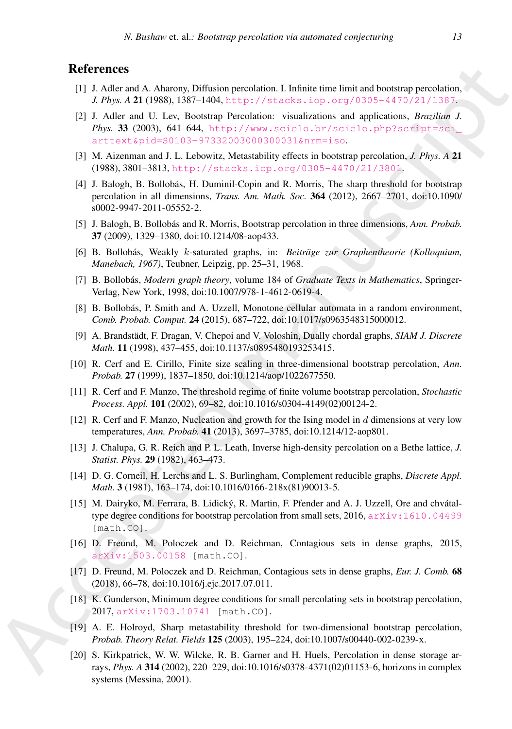## References

[1] J. Adler and A. Aharony, Diffusion percolation. I. Infinite time limit and bootstrap percolation, *J. Phys. A* **21** (1988), 1387–1404, http://stacks.iop.org/0305-4470/21/1387.

[2] J. Adler and U. Lev, Bootstrap Percolation: visualizations and applications, *Brazilian J. Phys.* **33** (2003), 641–644, http://www.scielo.br/scielo.php?script=sci_arttext&pid=S0103-97332003000300031&nrm=iso.

[3] M. Aizenman and J. L. Lebowitz, Metastability effects in bootstrap percolation, *J. Phys. A* **21** (1988), 3801–3813, http://stacks.iop.org/0305-4470/21/3801.

[4] J. Balogh, B. Bollobás, H. Duminil-Copin and R. Morris, The sharp threshold for bootstrap percolation in all dimensions, *Trans. Am. Math. Soc.* **364** (2012), 2667–2701, doi:10.1090/s0002-9947-2011-05552-2.

[5] J. Balogh, B. Bollobás and R. Morris, Bootstrap percolation in three dimensions, *Ann. Probab.* **37** (2009), 1329–1380, doi:10.1214/08-aop433.

[6] B. Bollobás, Weakly $k$-saturated graphs, in: *Beiträge zur Graphentheorie (Kolloquium, Manebach, 1967)*, Teubner, Leipzig, pp. 25–31, 1968.

[7] B. Bollobás, *Modern graph theory*, volume 184 of *Graduate Texts in Mathematics*, Springer-Verlag, New York, 1998, doi:10.1007/978-1-4612-0619-4.

[8] B. Bollobás, P. Smith and A. Uzzell, Monotone cellular automata in a random environment, *Comb. Probab. Comput.* **24** (2015), 687–722, doi:10.1017/s0963548315000012.

[9] A. Brandstädt, F. Dragan, V. Chepoi and V. Voloshin, Dually chordal graphs, *SIAM J. Discrete Math.* **11** (1998), 437–455, doi:10.1137/s0895480193253415.

[10] R. Cerf and E. Cirillo, Finite size scaling in three-dimensional bootstrap percolation, *Ann. Probab.* **27** (1999), 1837–1850, doi:10.1214/aop/1022677550.

[11] R. Cerf and F. Manzo, The threshold regime of finite volume bootstrap percolation, *Stochastic Process. Appl.* **101** (2002), 69–82, doi:10.1016/s0304-4149(02)00124-2.

[12] R. Cerf and F. Manzo, Nucleation and growth for the Ising model in $d$ dimensions at very low temperatures, *Ann. Probab.* **41** (2013), 3697–3785, doi:10.1214/12-aop801.

[13] J. Chalupa, G. R. Reich and P. L. Leath, Inverse high-density percolation on a Bethe lattice, *J. Statist. Phys.* **29** (1982), 463–473.

[14] D. G. Corneil, H. Lerchs and L. S. Burlingham, Complement reducible graphs, *Discrete Appl. Math.* **3** (1981), 163–174, doi:10.1016/0166-218x(81)90013-5.

[15] M. Dairyko, M. Ferrara, B. Lidický, R. Martin, F. Pfender and A. J. Uzzell, Ore and chvátal-type degree conditions for bootstrap percolation from small sets, 2016, arXiv:1610.04499 [math.CO].

[16] D. Freund, M. Poloczek and D. Reichman, Contagious sets in dense graphs, 2015, arXiv:1503.00158 [math.CO].

[17] D. Freund, M. Poloczek and D. Reichman, Contagious sets in dense graphs, *Eur. J. Comb.* **68** (2018), 66–78, doi:10.1016/j.ejc.2017.07.011.

[18] K. Gunderson, Minimum degree conditions for small percolating sets in bootstrap percolation, 2017, arXiv:1703.10741 [math.CO].

[19] A. E. Holroyd, Sharp metastability threshold for two-dimensional bootstrap percolation, *Probab. Theory Relat. Fields* **125** (2003), 195–224, doi:10.1007/s00440-002-0239-x.

[20] S. Kirkpatrick, W. W. Wilcke, R. B. Garner and H. Huels, Percolation in dense storage arrays, *Phys. A* **314** (2002), 220–229, doi:10.1016/s0378-4371(02)01153-6, horizons in complex systems (Messina, 2001).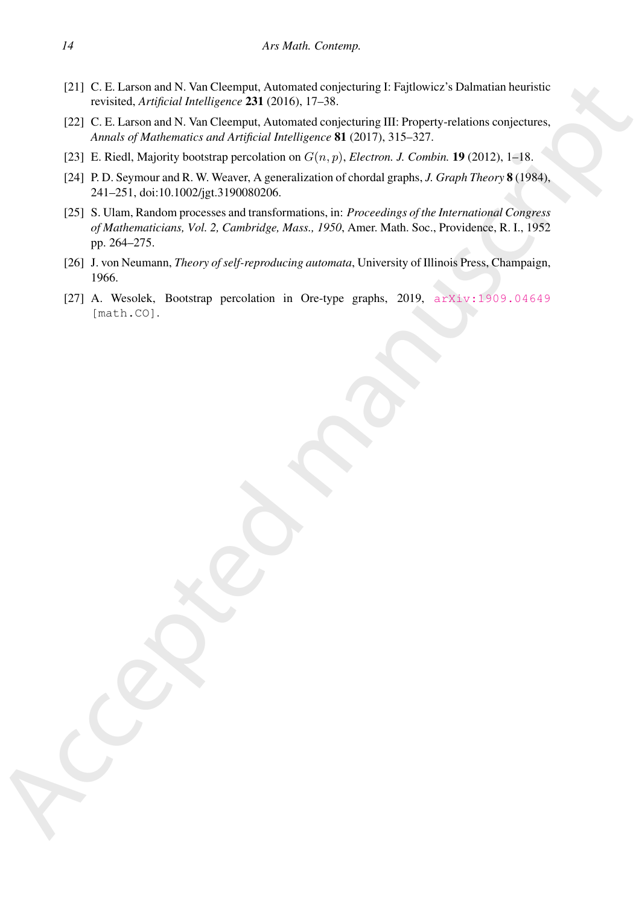[21] C. E. Larson and N. Van Cleemput, Automated conjecturing I: Fajtlowicz's Dalmatian heuristic revisited, *Artificial Intelligence* **231** (2016), 17–38.

[22] C. E. Larson and N. Van Cleemput, Automated conjecturing III: Property-relations conjectures, *Annals of Mathematics and Artificial Intelligence* **81** (2017), 315–327.

[23] E. Riedl, Majority bootstrap percolation on $G(n, p)$, *Electron. J. Combin.* **19** (2012), 1–18.

[24] P. D. Seymour and R. W. Weaver, A generalization of chordal graphs, *J. Graph Theory* **8** (1984), 241–251, doi:10.1002/jgt.3190080206.

[25] S. Ulam, Random processes and transformations, in: *Proceedings of the International Congress of Mathematicians, Vol. 2, Cambridge, Mass., 1950*, Amer. Math. Soc., Providence, R. I., 1952 pp. 264–275.

[26] J. von Neumann, *Theory of self-reproducing automata*, University of Illinois Press, Champaign, 1966.

[27] A. Wesolek, Bootstrap percolation in Ore-type graphs, 2019, arXiv:1909.04649 [math.CO].